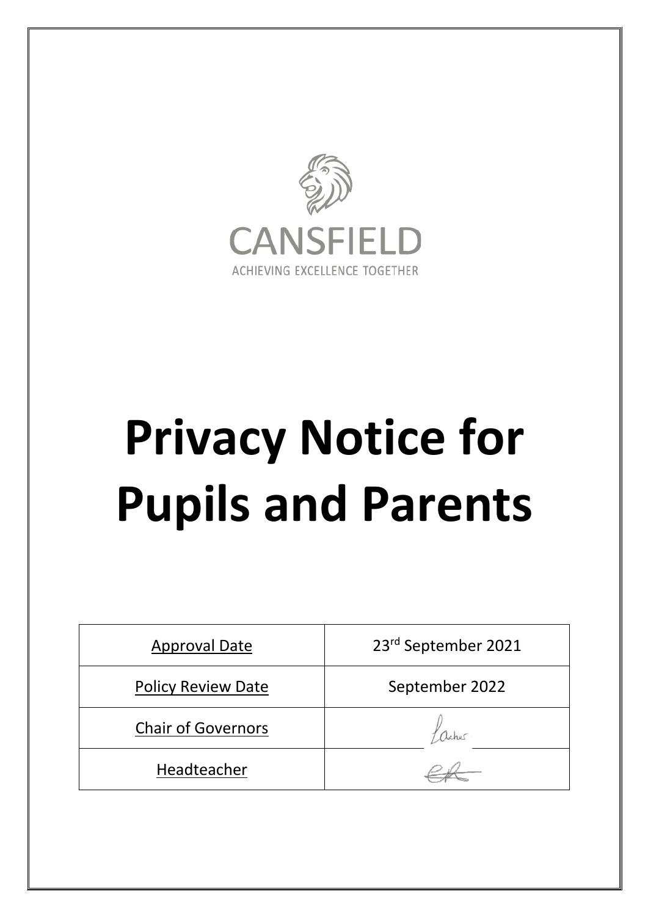CANSFIELD

ACHIEVING EXCELLENCE TOGETHER

# Privacy Notice for Pupils and Parents

| Approval Date | 23rd September 2021 |
| --- | --- |
| Policy Review Date | September 2022 |
| Chair of Governors | |
| Headteacher | |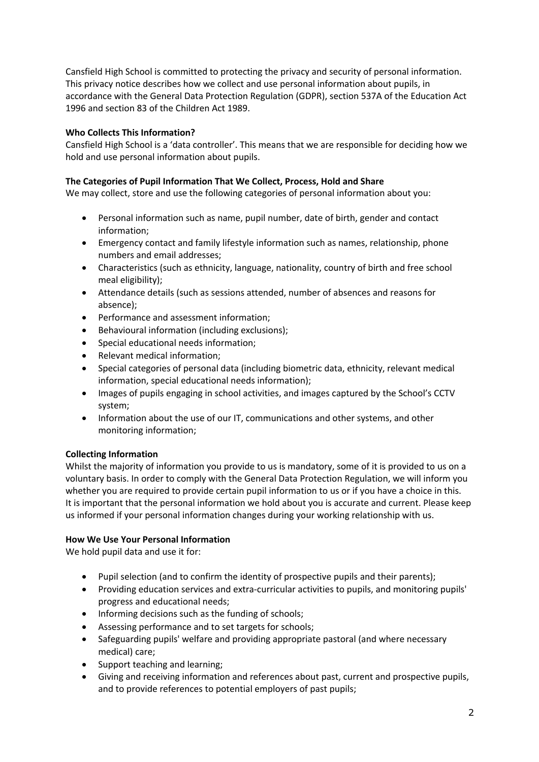Cansfield High School is committed to protecting the privacy and security of personal information. This privacy notice describes how we collect and use personal information about pupils, in accordance with the General Data Protection Regulation (GDPR), section 537A of the Education Act 1996 and section 83 of the Children Act 1989.

**Who Collects This Information?**

Cansfield High School is a 'data controller'. This means that we are responsible for deciding how we hold and use personal information about pupils.

**The Categories of Pupil Information That We Collect, Process, Hold and Share**

We may collect, store and use the following categories of personal information about you:

- Personal information such as name, pupil number, date of birth, gender and contact information;
- Emergency contact and family lifestyle information such as names, relationship, phone numbers and email addresses;
- Characteristics (such as ethnicity, language, nationality, country of birth and free school meal eligibility);
- Attendance details (such as sessions attended, number of absences and reasons for absence);
- Performance and assessment information;
- Behavioural information (including exclusions);
- Special educational needs information;
- Relevant medical information;
- Special categories of personal data (including biometric data, ethnicity, relevant medical information, special educational needs information);
- Images of pupils engaging in school activities, and images captured by the School's CCTV system;
- Information about the use of our IT, communications and other systems, and other monitoring information;

**Collecting Information**

Whilst the majority of information you provide to us is mandatory, some of it is provided to us on a voluntary basis. In order to comply with the General Data Protection Regulation, we will inform you whether you are required to provide certain pupil information to us or if you have a choice in this. It is important that the personal information we hold about you is accurate and current. Please keep us informed if your personal information changes during your working relationship with us.

**How We Use Your Personal Information**

We hold pupil data and use it for:

- Pupil selection (and to confirm the identity of prospective pupils and their parents);
- Providing education services and extra-curricular activities to pupils, and monitoring pupils' progress and educational needs;
- Informing decisions such as the funding of schools;
- Assessing performance and to set targets for schools;
- Safeguarding pupils' welfare and providing appropriate pastoral (and where necessary medical) care;
- Support teaching and learning;
- Giving and receiving information and references about past, current and prospective pupils, and to provide references to potential employers of past pupils;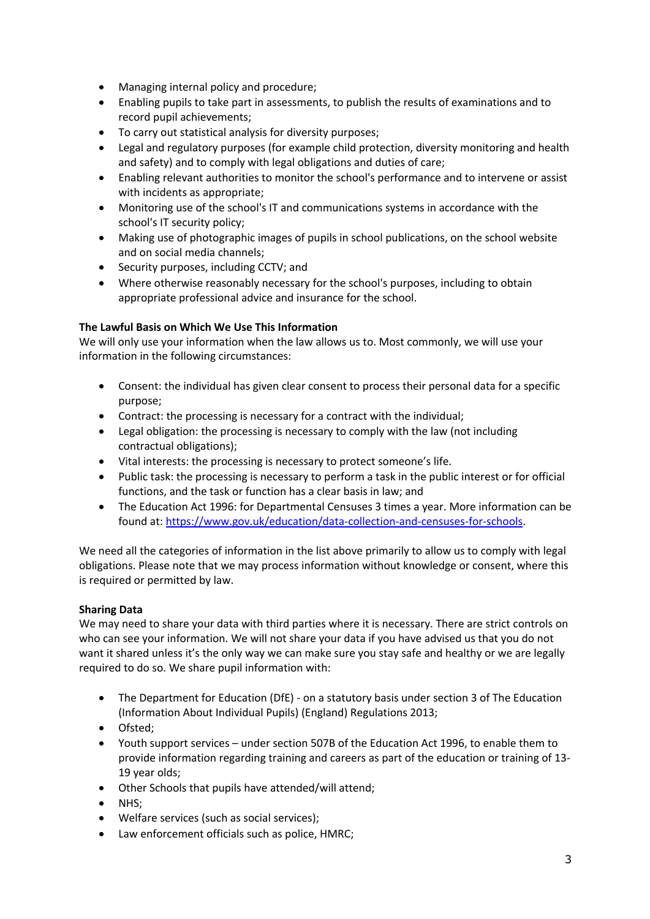- Managing internal policy and procedure;
- Enabling pupils to take part in assessments, to publish the results of examinations and to record pupil achievements;
- To carry out statistical analysis for diversity purposes;
- Legal and regulatory purposes (for example child protection, diversity monitoring and health and safety) and to comply with legal obligations and duties of care;
- Enabling relevant authorities to monitor the school's performance and to intervene or assist with incidents as appropriate;
- Monitoring use of the school's IT and communications systems in accordance with the school's IT security policy;
- Making use of photographic images of pupils in school publications, on the school website and on social media channels;
- Security purposes, including CCTV; and
- Where otherwise reasonably necessary for the school's purposes, including to obtain appropriate professional advice and insurance for the school.

**The Lawful Basis on Which We Use This Information**

We will only use your information when the law allows us to. Most commonly, we will use your information in the following circumstances:

- Consent: the individual has given clear consent to process their personal data for a specific purpose;
- Contract: the processing is necessary for a contract with the individual;
- Legal obligation: the processing is necessary to comply with the law (not including contractual obligations);
- Vital interests: the processing is necessary to protect someone's life.
- Public task: the processing is necessary to perform a task in the public interest or for official functions, and the task or function has a clear basis in law; and
- The Education Act 1996: for Departmental Censuses 3 times a year. More information can be found at: https://www.gov.uk/education/data-collection-and-censuses-for-schools.

We need all the categories of information in the list above primarily to allow us to comply with legal obligations. Please note that we may process information without knowledge or consent, where this is required or permitted by law.

**Sharing Data**

We may need to share your data with third parties where it is necessary. There are strict controls on who can see your information. We will not share your data if you have advised us that you do not want it shared unless it's the only way we can make sure you stay safe and healthy or we are legally required to do so. We share pupil information with:

- The Department for Education (DfE) - on a statutory basis under section 3 of The Education (Information About Individual Pupils) (England) Regulations 2013;
- Ofsted;
- Youth support services – under section 507B of the Education Act 1996, to enable them to provide information regarding training and careers as part of the education or training of 13-19 year olds;
- Other Schools that pupils have attended/will attend;
- NHS;
- Welfare services (such as social services);
- Law enforcement officials such as police, HMRC;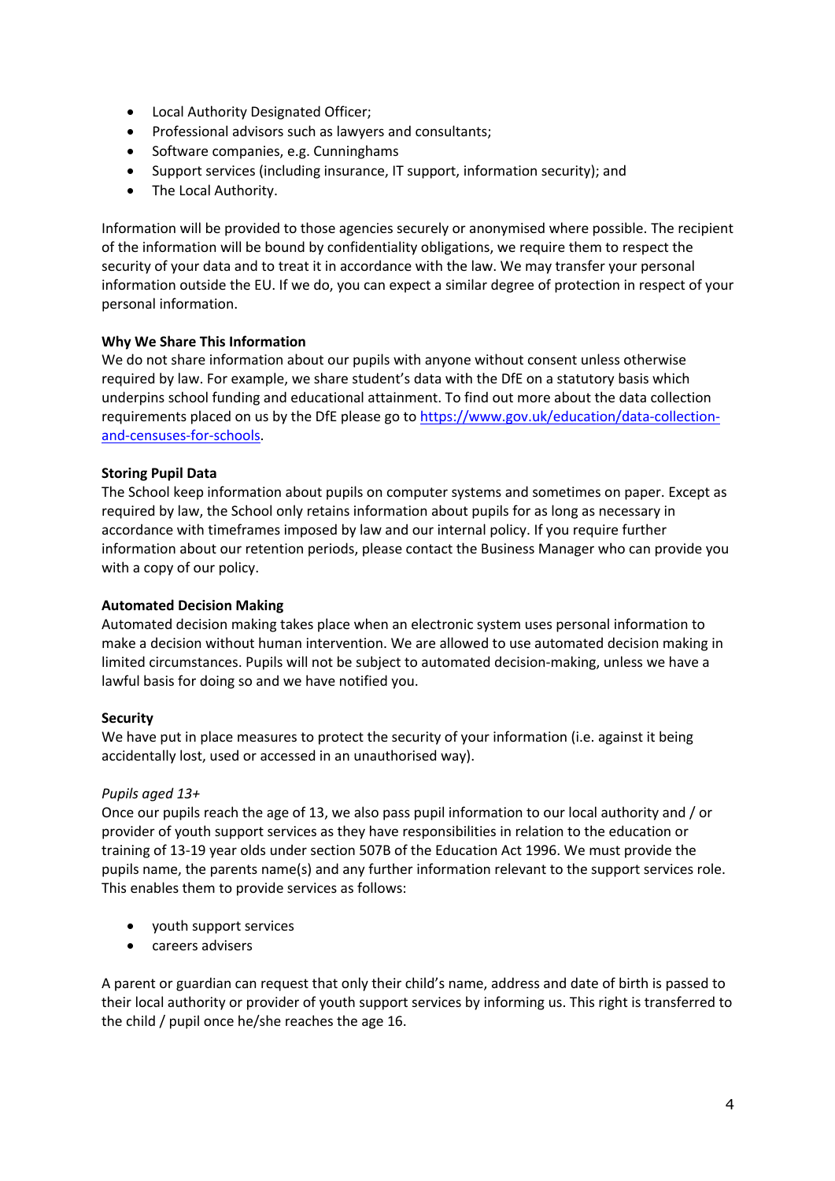- Local Authority Designated Officer;
- Professional advisors such as lawyers and consultants;
- Software companies, e.g. Cunninghams
- Support services (including insurance, IT support, information security); and
- The Local Authority.

Information will be provided to those agencies securely or anonymised where possible. The recipient of the information will be bound by confidentiality obligations, we require them to respect the security of your data and to treat it in accordance with the law. We may transfer your personal information outside the EU. If we do, you can expect a similar degree of protection in respect of your personal information.

**Why We Share This Information**

We do not share information about our pupils with anyone without consent unless otherwise required by law. For example, we share student's data with the DfE on a statutory basis which underpins school funding and educational attainment. To find out more about the data collection requirements placed on us by the DfE please go to [https://www.gov.uk/education/data-collection-and-censuses-for-schools](https://www.gov.uk/education/data-collection-and-censuses-for-schools).

**Storing Pupil Data**

The School keep information about pupils on computer systems and sometimes on paper. Except as required by law, the School only retains information about pupils for as long as necessary in accordance with timeframes imposed by law and our internal policy. If you require further information about our retention periods, please contact the Business Manager who can provide you with a copy of our policy.

**Automated Decision Making**

Automated decision making takes place when an electronic system uses personal information to make a decision without human intervention. We are allowed to use automated decision making in limited circumstances. Pupils will not be subject to automated decision-making, unless we have a lawful basis for doing so and we have notified you.

**Security**

We have put in place measures to protect the security of your information (i.e. against it being accidentally lost, used or accessed in an unauthorised way).

*Pupils aged 13+*

Once our pupils reach the age of 13, we also pass pupil information to our local authority and / or provider of youth support services as they have responsibilities in relation to the education or training of 13-19 year olds under section 507B of the Education Act 1996. We must provide the pupils name, the parents name(s) and any further information relevant to the support services role. This enables them to provide services as follows:

- youth support services
- careers advisers

A parent or guardian can request that only their child's name, address and date of birth is passed to their local authority or provider of youth support services by informing us. This right is transferred to the child / pupil once he/she reaches the age 16.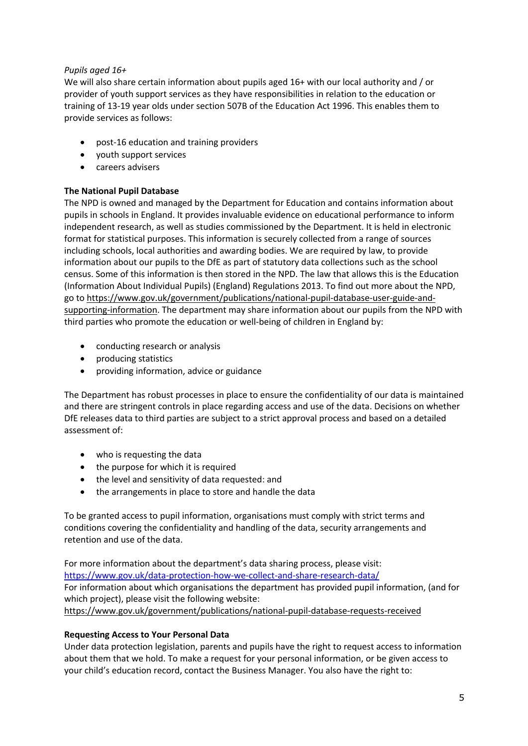*Pupils aged 16+*

We will also share certain information about pupils aged 16+ with our local authority and / or provider of youth support services as they have responsibilities in relation to the education or training of 13-19 year olds under section 507B of the Education Act 1996. This enables them to provide services as follows:

- post-16 education and training providers
- youth support services
- careers advisers

**The National Pupil Database**

The NPD is owned and managed by the Department for Education and contains information about pupils in schools in England. It provides invaluable evidence on educational performance to inform independent research, as well as studies commissioned by the Department. It is held in electronic format for statistical purposes. This information is securely collected from a range of sources including schools, local authorities and awarding bodies. We are required by law, to provide information about our pupils to the DfE as part of statutory data collections such as the school census. Some of this information is then stored in the NPD. The law that allows this is the Education (Information About Individual Pupils) (England) Regulations 2013. To find out more about the NPD, go to https://www.gov.uk/government/publications/national-pupil-database-user-guide-and-supporting-information. The department may share information about our pupils from the NPD with third parties who promote the education or well-being of children in England by:

- conducting research or analysis
- producing statistics
- providing information, advice or guidance

The Department has robust processes in place to ensure the confidentiality of our data is maintained and there are stringent controls in place regarding access and use of the data. Decisions on whether DfE releases data to third parties are subject to a strict approval process and based on a detailed assessment of:

- who is requesting the data
- the purpose for which it is required
- the level and sensitivity of data requested: and
- the arrangements in place to store and handle the data

To be granted access to pupil information, organisations must comply with strict terms and conditions covering the confidentiality and handling of the data, security arrangements and retention and use of the data.

For more information about the department's data sharing process, please visit:
https://www.gov.uk/data-protection-how-we-collect-and-share-research-data/
For information about which organisations the department has provided pupil information, (and for which project), please visit the following website:
https://www.gov.uk/government/publications/national-pupil-database-requests-received

**Requesting Access to Your Personal Data**

Under data protection legislation, parents and pupils have the right to request access to information about them that we hold. To make a request for your personal information, or be given access to your child's education record, contact the Business Manager. You also have the right to: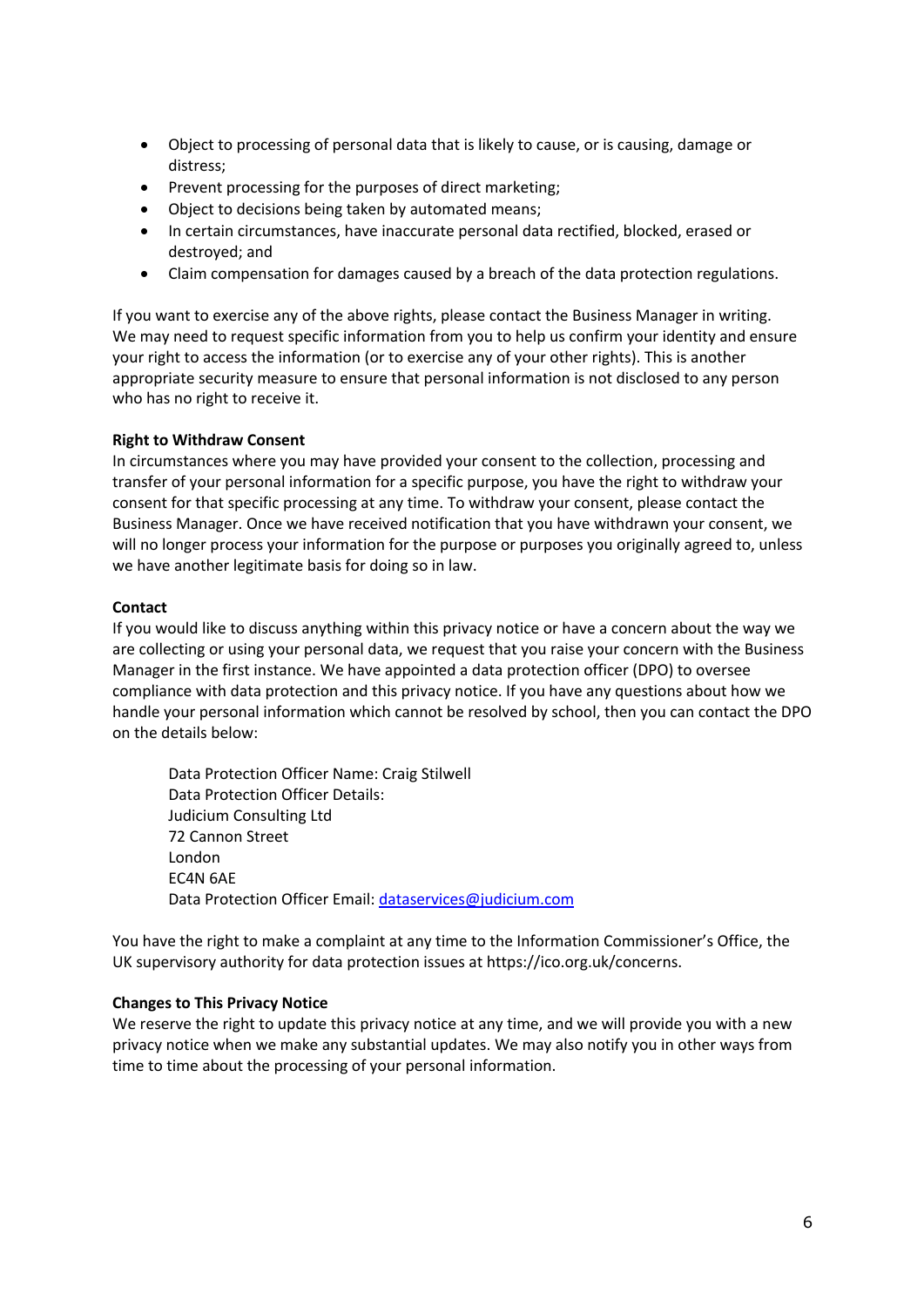- Object to processing of personal data that is likely to cause, or is causing, damage or distress;
- Prevent processing for the purposes of direct marketing;
- Object to decisions being taken by automated means;
- In certain circumstances, have inaccurate personal data rectified, blocked, erased or destroyed; and
- Claim compensation for damages caused by a breach of the data protection regulations.

If you want to exercise any of the above rights, please contact the Business Manager in writing. We may need to request specific information from you to help us confirm your identity and ensure your right to access the information (or to exercise any of your other rights). This is another appropriate security measure to ensure that personal information is not disclosed to any person who has no right to receive it.

**Right to Withdraw Consent**

In circumstances where you may have provided your consent to the collection, processing and transfer of your personal information for a specific purpose, you have the right to withdraw your consent for that specific processing at any time. To withdraw your consent, please contact the Business Manager. Once we have received notification that you have withdrawn your consent, we will no longer process your information for the purpose or purposes you originally agreed to, unless we have another legitimate basis for doing so in law.

**Contact**

If you would like to discuss anything within this privacy notice or have a concern about the way we are collecting or using your personal data, we request that you raise your concern with the Business Manager in the first instance. We have appointed a data protection officer (DPO) to oversee compliance with data protection and this privacy notice. If you have any questions about how we handle your personal information which cannot be resolved by school, then you can contact the DPO on the details below:

Data Protection Officer Name: Craig Stilwell
Data Protection Officer Details:
Judicium Consulting Ltd
72 Cannon Street
London
EC4N 6AE
Data Protection Officer Email: dataservices@judicium.com

You have the right to make a complaint at any time to the Information Commissioner's Office, the UK supervisory authority for data protection issues at https://ico.org.uk/concerns.

**Changes to This Privacy Notice**

We reserve the right to update this privacy notice at any time, and we will provide you with a new privacy notice when we make any substantial updates. We may also notify you in other ways from time to time about the processing of your personal information.